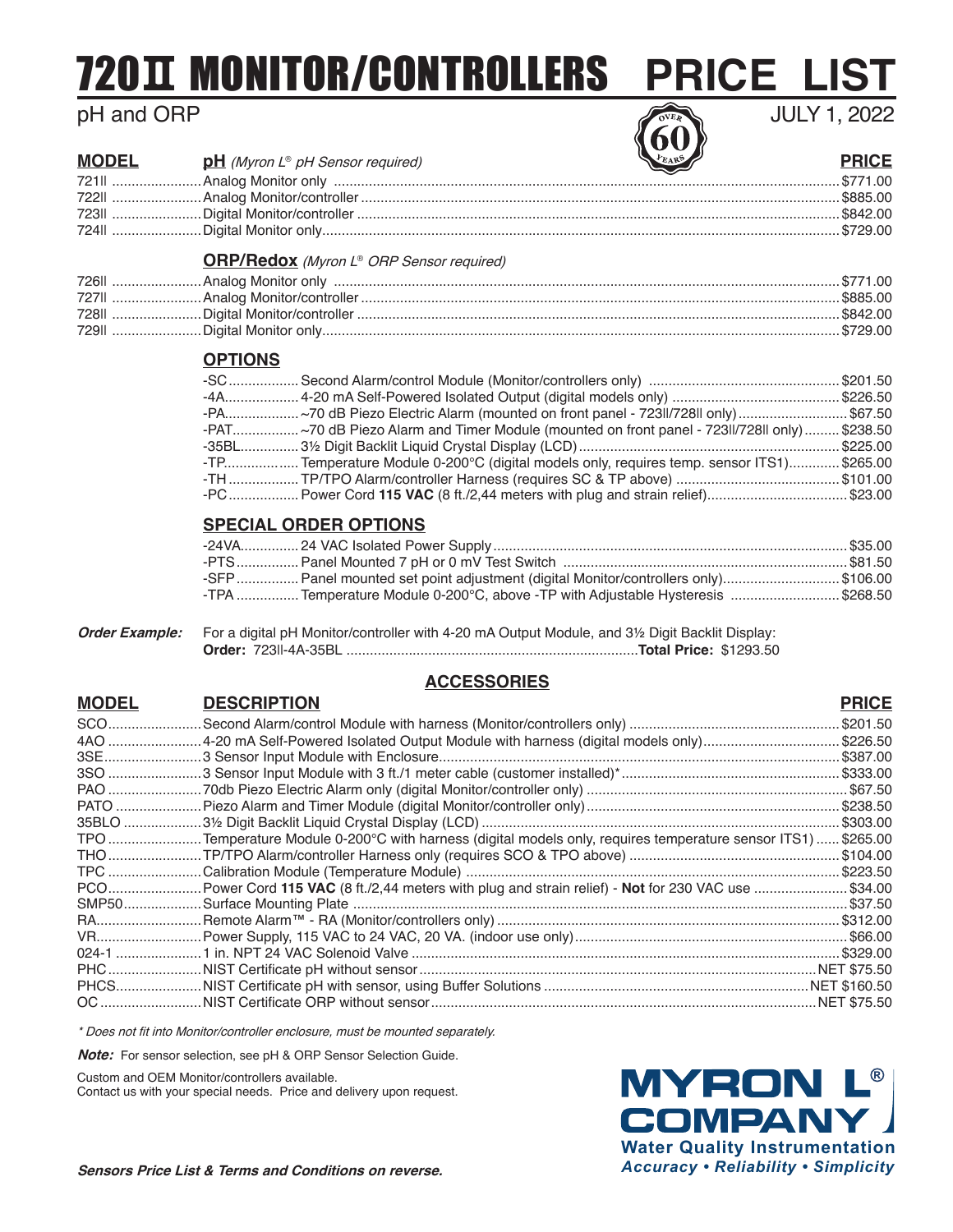# 720II MONITOR/CONTROLLERS PRICE LIST

pH and ORP

JULY 1, 2022

OVER 60 YEARS

| MODEL | **pH** *(Myron L® pH Sensor required)* | PRICE |
|---|---|---|
| 721II | Analog Monitor only | $771.00 |
| 722II | Analog Monitor/controller | $885.00 |
| 723II | Digital Monitor/controller | $842.00 |
| 724II | Digital Monitor only | $729.00 |

## ORP/Redox *(Myron L® ORP Sensor required)*

| MODEL | DESCRIPTION | PRICE |
|---|---|---|
| 726II | Analog Monitor only | $771.00 |
| 727II | Analog Monitor/controller | $885.00 |
| 728II | Digital Monitor/controller | $842.00 |
| 729II | Digital Monitor only | $729.00 |

## OPTIONS

| OPTION | DESCRIPTION | PRICE |
|---|---|---|
| -SC | Second Alarm/control Module (Monitor/controllers only) | $201.50 |
| -4A | 4-20 mA Self-Powered Isolated Output (digital models only) | $226.50 |
| -PA | ~70 dB Piezo Electric Alarm (mounted on front panel - 723II/728II only) | $67.50 |
| -PAT | ~70 dB Piezo Alarm and Timer Module (mounted on front panel - 723II/728II only) | $238.50 |
| -35BL | 3½ Digit Backlit Liquid Crystal Display (LCD) | $225.00 |
| -TP | Temperature Module 0-200°C (digital models only, requires temp. sensor ITS1) | $265.00 |
| -TH | TP/TPO Alarm/controller Harness (requires SC & TP above) | $101.00 |
| -PC | Power Cord **115 VAC** (8 ft./2,44 meters with plug and strain relief) | $23.00 |

## SPECIAL ORDER OPTIONS

| OPTION | DESCRIPTION | PRICE |
|---|---|---|
| -24VA | 24 VAC Isolated Power Supply | $35.00 |
| -PTS | Panel Mounted 7 pH or 0 mV Test Switch | $81.50 |
| -SFP | Panel mounted set point adjustment (digital Monitor/controllers only) | $106.00 |
| -TPA | Temperature Module 0-200°C, above -TP with Adjustable Hysteresis | $268.50 |

***Order Example:*** For a digital pH Monitor/controller with 4-20 mA Output Module, and 3½ Digit Backlit Display:
**Order:** 723II-4A-35BL ........ **Total Price:** $1293.50

## ACCESSORIES

| MODEL | DESCRIPTION | PRICE |
|---|---|---|
| SCO | Second Alarm/control Module with harness (Monitor/controllers only) | $201.50 |
| 4AO | 4-20 mA Self-Powered Isolated Output Module with harness (digital models only) | $226.50 |
| 3SE | 3 Sensor Input Module with Enclosure | $387.00 |
| 3SO | 3 Sensor Input Module with 3 ft./1 meter cable (customer installed)* | $333.00 |
| PAO | 70db Piezo Electric Alarm only (digital Monitor/controller only) | $67.50 |
| PATO | Piezo Alarm and Timer Module (digital Monitor/controller only) | $238.50 |
| 35BLO | 3½ Digit Backlit Liquid Crystal Display (LCD) | $303.00 |
| TPO | Temperature Module 0-200°C with harness (digital models only, requires temperature sensor ITS1) | $265.00 |
| THO | TP/TPO Alarm/controller Harness only (requires SCO & TPO above) | $104.00 |
| TPC | Calibration Module (Temperature Module) | $223.50 |
| PCO | Power Cord **115 VAC** (8 ft./2,44 meters with plug and strain relief) - **Not** for 230 VAC use | $34.00 |
| SMP50 | Surface Mounting Plate | $37.50 |
| RA | Remote Alarm™ - RA (Monitor/controllers only) | $312.00 |
| VR | Power Supply, 115 VAC to 24 VAC, 20 VA. (indoor use only) | $66.00 |
| 024-1 | 1 in. NPT 24 VAC Solenoid Valve | $329.00 |
| PHC | NIST Certificate pH without sensor | NET $75.50 |
| PHCS | NIST Certificate pH with sensor, using Buffer Solutions | NET $160.50 |
| OC | NIST Certificate ORP without sensor | NET $75.50 |

*\* Does not fit into Monitor/controller enclosure, must be mounted separately.*

***Note:*** For sensor selection, see pH & ORP Sensor Selection Guide.

Custom and OEM Monitor/controllers available.
Contact us with your special needs. Price and delivery upon request.

***Sensors Price List & Terms and Conditions on reverse.***

**MYRON L® COMPANY**
**Water Quality Instrumentation**
***Accuracy • Reliability • Simplicity***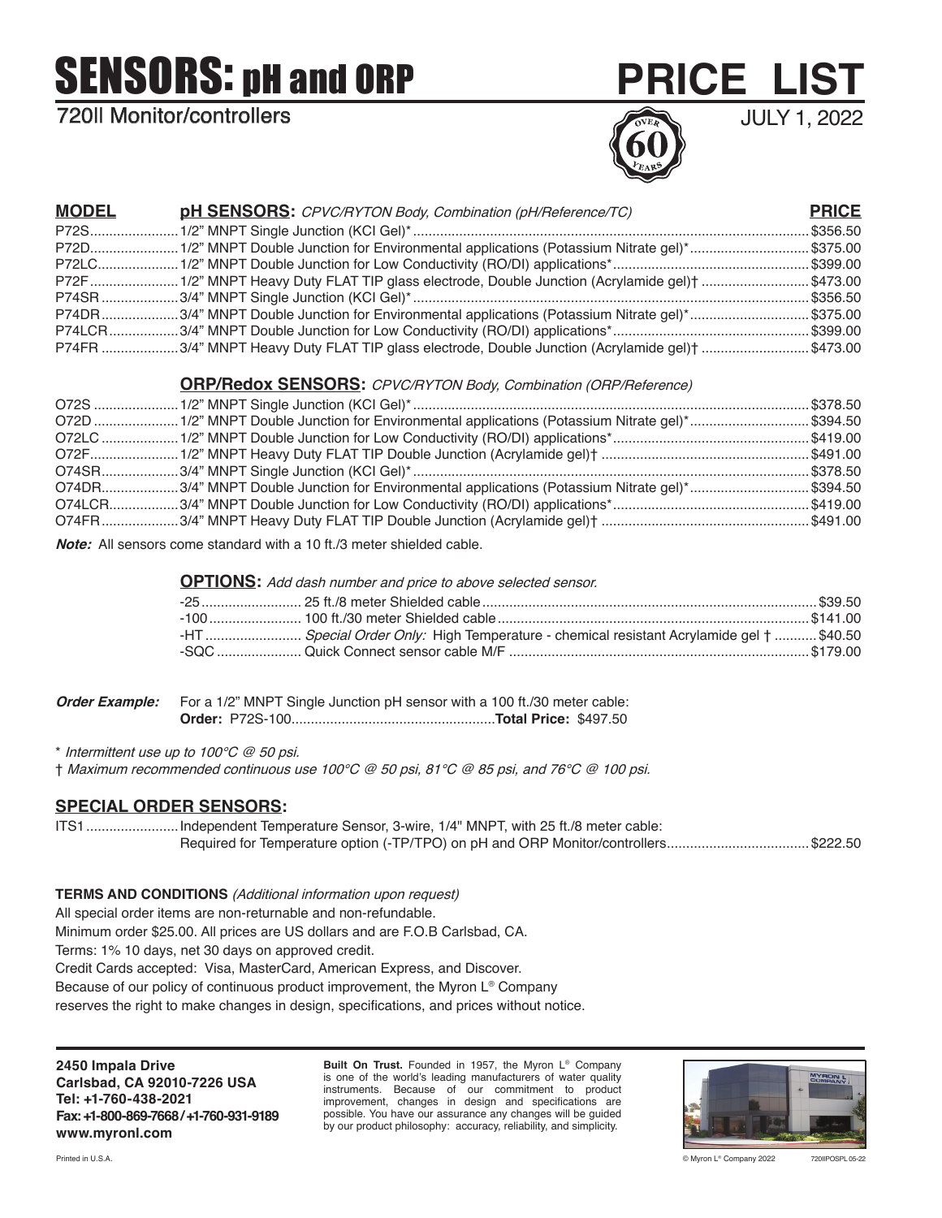# SENSORS: pH and ORP

## 720II Monitor/controllers

# PRICE LIST

JULY 1, 2022

OVER 60 YEARS

| MODEL | pH SENSORS: *CPVC/RYTON Body, Combination (pH/Reference/TC)* | PRICE |
|---|---|---|
| P72S | 1/2" MNPT Single Junction (KCl Gel)* | $356.50 |
| P72D | 1/2" MNPT Double Junction for Environmental applications (Potassium Nitrate gel)* | $375.00 |
| P72LC | 1/2" MNPT Double Junction for Low Conductivity (RO/DI) applications* | $399.00 |
| P72F | 1/2" MNPT Heavy Duty FLAT TIP glass electrode, Double Junction (Acrylamide gel)† | $473.00 |
| P74SR | 3/4" MNPT Single Junction (KCl Gel)* | $356.50 |
| P74DR | 3/4" MNPT Double Junction for Environmental applications (Potassium Nitrate gel)* | $375.00 |
| P74LCR | 3/4" MNPT Double Junction for Low Conductivity (RO/DI) applications* | $399.00 |
| P74FR | 3/4" MNPT Heavy Duty FLAT TIP glass electrode, Double Junction (Acrylamide gel)† | $473.00 |

| | ORP/Redox SENSORS: *CPVC/RYTON Body, Combination (ORP/Reference)* | |
|---|---|---|
| O72S | 1/2" MNPT Single Junction (KCl Gel)* | $378.50 |
| O72D | 1/2" MNPT Double Junction for Environmental applications (Potassium Nitrate gel)* | $394.50 |
| O72LC | 1/2" MNPT Double Junction for Low Conductivity (RO/DI) applications* | $419.00 |
| O72F | 1/2" MNPT Heavy Duty FLAT TIP Double Junction (Acrylamide gel)† | $491.00 |
| O74SR | 3/4" MNPT Single Junction (KCl Gel)* | $378.50 |
| O74DR | 3/4" MNPT Double Junction for Environmental applications (Potassium Nitrate gel)* | $394.50 |
| O74LCR | 3/4" MNPT Double Junction for Low Conductivity (RO/DI) applications* | $419.00 |
| O74FR | 3/4" MNPT Heavy Duty FLAT TIP Double Junction (Acrylamide gel)† | $491.00 |

***Note:*** All sensors come standard with a 10 ft./3 meter shielded cable.

**OPTIONS:** *Add dash number and price to above selected sensor.*

| | | |
|---|---|---|
| -25 | 25 ft./8 meter Shielded cable | $39.50 |
| -100 | 100 ft./30 meter Shielded cable | $141.00 |
| -HT | *Special Order Only:* High Temperature - chemical resistant Acrylamide gel † | $40.50 |
| -SQC | Quick Connect sensor cable M/F | $179.00 |

***Order Example:*** For a 1/2" MNPT Single Junction pH sensor with a 100 ft./30 meter cable:
**Order:** P72S-100 **Total Price:** $497.50

\* *Intermittent use up to 100°C @ 50 psi.*

† *Maximum recommended continuous use 100°C @ 50 psi, 81°C @ 85 psi, and 76°C @ 100 psi.*

## SPECIAL ORDER SENSORS:

| | | |
|---|---|---|
| ITS1 | Independent Temperature Sensor, 3-wire, 1/4" MNPT, with 25 ft./8 meter cable: Required for Temperature option (-TP/TPO) on pH and ORP Monitor/controllers | $222.50 |

**TERMS AND CONDITIONS** *(Additional information upon request)*

All special order items are non-returnable and non-refundable.

Minimum order $25.00. All prices are US dollars and are F.O.B Carlsbad, CA.

Terms: 1% 10 days, net 30 days on approved credit.

Credit Cards accepted: Visa, MasterCard, American Express, and Discover.

Because of our policy of continuous product improvement, the Myron L® Company reserves the right to make changes in design, specifications, and prices without notice.

**2450 Impala Drive**
**Carlsbad, CA 92010-7226 USA**
**Tel: +1-760-438-2021**
**Fax: +1-800-869-7668 / +1-760-931-9189**
**www.myronl.com**

**Built On Trust.** Founded in 1957, the Myron L® Company is one of the world's leading manufacturers of water quality instruments. Because of our commitment to product improvement, changes in design and specifications are possible. You have our assurance any changes will be guided by our product philosophy: accuracy, reliability, and simplicity.

Printed in U.S.A.

© Myron L® Company 2022 720IIPOSPL 05-22